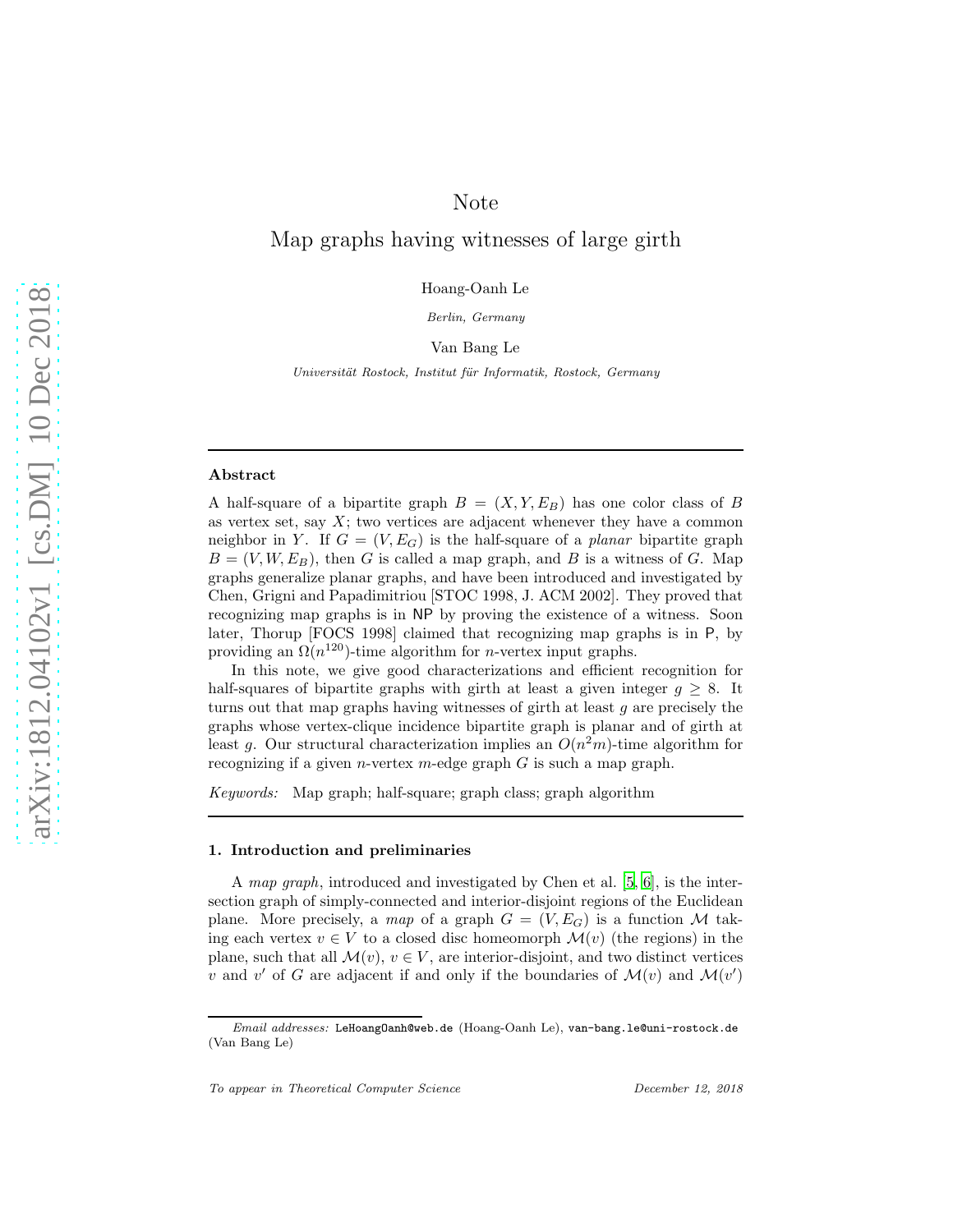Note

# Map graphs having witnesses of large girth

Hoang-Oanh Le

*Berlin, Germany*

Van Bang Le

*Universität Rostock, Institut für Informatik, Rostock, Germany*

---

### Abstract

A half-square of a bipartite graph $B = (X, Y, E_B)$ has one color class of $B$ as vertex set, say $X$; two vertices are adjacent whenever they have a common neighbor in $Y$. If $G = (V, E_G)$ is the half-square of a *planar* bipartite graph $B = (V, W, E_B)$, then $G$ is called a map graph, and $B$ is a witness of $G$. Map graphs generalize planar graphs, and have been introduced and investigated by Chen, Grigni and Papadimitriou [STOC 1998, J. ACM 2002]. They proved that recognizing map graphs is in NP by proving the existence of a witness. Soon later, Thorup [FOCS 1998] claimed that recognizing map graphs is in P, by providing an $\Omega(n^{120})$-time algorithm for $n$-vertex input graphs.

In this note, we give good characterizations and efficient recognition for half-squares of bipartite graphs with girth at least a given integer $g \geq 8$. It turns out that map graphs having witnesses of girth at least $g$ are precisely the graphs whose vertex-clique incidence bipartite graph is planar and of girth at least $g$. Our structural characterization implies an $O(n^2 m)$-time algorithm for recognizing if a given $n$-vertex $m$-edge graph $G$ is such a map graph.

*Keywords:* Map graph; half-square; graph class; graph algorithm

---

### 1. Introduction and preliminaries

A *map graph*, introduced and investigated by Chen et al. [5, 6], is the intersection graph of simply-connected and interior-disjoint regions of the Euclidean plane. More precisely, a *map* of a graph $G = (V, E_G)$ is a function $\mathcal{M}$ taking each vertex $v \in V$ to a closed disc homeomorph $\mathcal{M}(v)$ (the regions) in the plane, such that all $\mathcal{M}(v)$, $v \in V$, are interior-disjoint, and two distinct vertices $v$ and $v'$ of $G$ are adjacent if and only if the boundaries of $\mathcal{M}(v)$ and $\mathcal{M}(v')$

---

*Email addresses:* LeHoangOanh@web.de (Hoang-Oanh Le), van-bang.le@uni-rostock.de (Van Bang Le)

*To appear in Theoretical Computer Science* December 12, 2018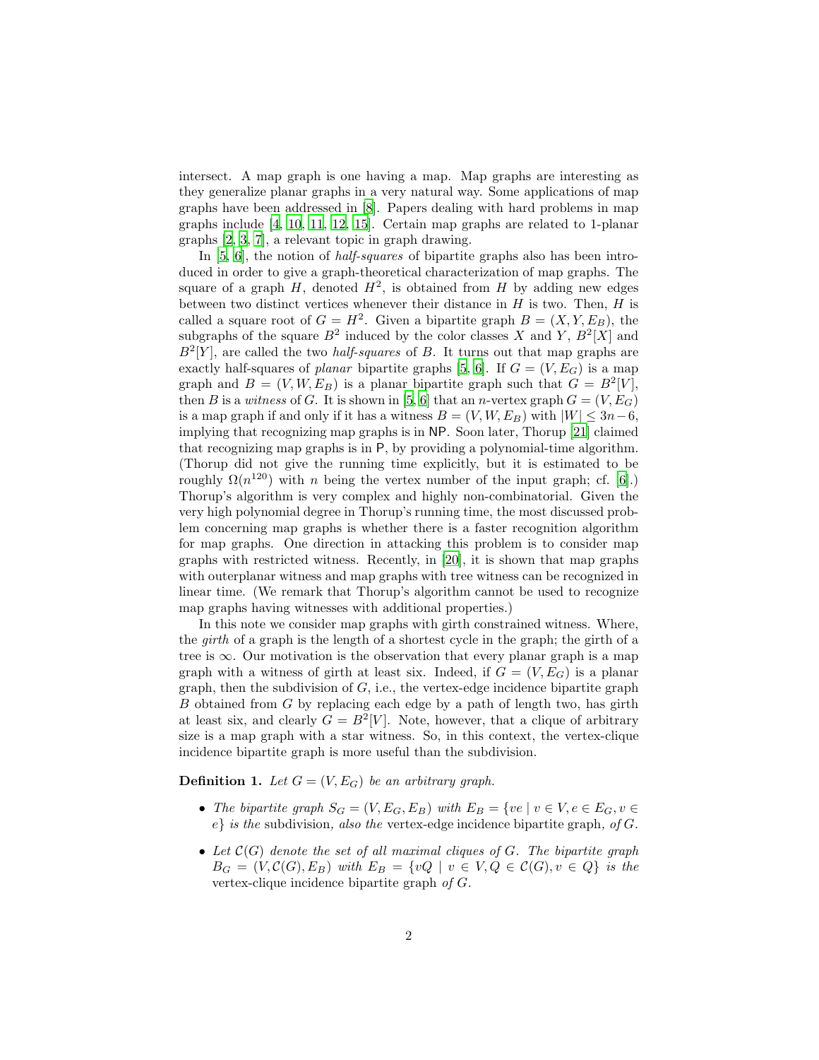intersect. A map graph is one having a map. Map graphs are interesting as they generalize planar graphs in a very natural way. Some applications of map graphs have been addressed in [8]. Papers dealing with hard problems in map graphs include [4, 10, 11, 12, 15]. Certain map graphs are related to 1-planar graphs [2, 3, 7], a relevant topic in graph drawing.

In [5, 6], the notion of *half-squares* of bipartite graphs also has been introduced in order to give a graph-theoretical characterization of map graphs. The square of a graph $H$, denoted $H^2$, is obtained from $H$ by adding new edges between two distinct vertices whenever their distance in $H$ is two. Then, $H$ is called a square root of $G = H^2$. Given a bipartite graph $B = (X, Y, E_B)$, the subgraphs of the square $B^2$ induced by the color classes $X$ and $Y$, $B^2[X]$ and $B^2[Y]$, are called the two *half-squares* of $B$. It turns out that map graphs are exactly half-squares of *planar* bipartite graphs [5, 6]. If $G = (V, E_G)$ is a map graph and $B = (V, W, E_B)$ is a planar bipartite graph such that $G = B^2[V]$, then $B$ is a *witness* of $G$. It is shown in [5, 6] that an $n$-vertex graph $G = (V, E_G)$ is a map graph if and only if it has a witness $B = (V, W, E_B)$ with $|W| \leq 3n-6$, implying that recognizing map graphs is in NP. Soon later, Thorup [21] claimed that recognizing map graphs is in P, by providing a polynomial-time algorithm. (Thorup did not give the running time explicitly, but it is estimated to be roughly $\Omega(n^{120})$ with $n$ being the vertex number of the input graph; cf. [6].) Thorup's algorithm is very complex and highly non-combinatorial. Given the very high polynomial degree in Thorup's running time, the most discussed problem concerning map graphs is whether there is a faster recognition algorithm for map graphs. One direction in attacking this problem is to consider map graphs with restricted witness. Recently, in [20], it is shown that map graphs with outerplanar witness and map graphs with tree witness can be recognized in linear time. (We remark that Thorup's algorithm cannot be used to recognize map graphs having witnesses with additional properties.)

In this note we consider map graphs with girth constrained witness. Where, the *girth* of a graph is the length of a shortest cycle in the graph; the girth of a tree is $\infty$. Our motivation is the observation that every planar graph is a map graph with a witness of girth at least six. Indeed, if $G = (V, E_G)$ is a planar graph, then the subdivision of $G$, i.e., the vertex-edge incidence bipartite graph $B$ obtained from $G$ by replacing each edge by a path of length two, has girth at least six, and clearly $G = B^2[V]$. Note, however, that a clique of arbitrary size is a map graph with a star witness. So, in this context, the vertex-clique incidence bipartite graph is more useful than the subdivision.

**Definition 1.** *Let $G = (V, E_G)$ be an arbitrary graph.*

- *The bipartite graph $S_G = (V, E_G, E_B)$ with $E_B = \{ve \mid v \in V, e \in E_G, v \in e\}$ is the* subdivision*, also the* vertex-edge incidence bipartite graph*, of $G$.*
- *Let $\mathcal{C}(G)$ denote the set of all maximal cliques of $G$. The bipartite graph $B_G = (V, \mathcal{C}(G), E_B)$ with $E_B = \{vQ \mid v \in V, Q \in \mathcal{C}(G), v \in Q\}$ is the* vertex-clique incidence bipartite graph *of $G$.*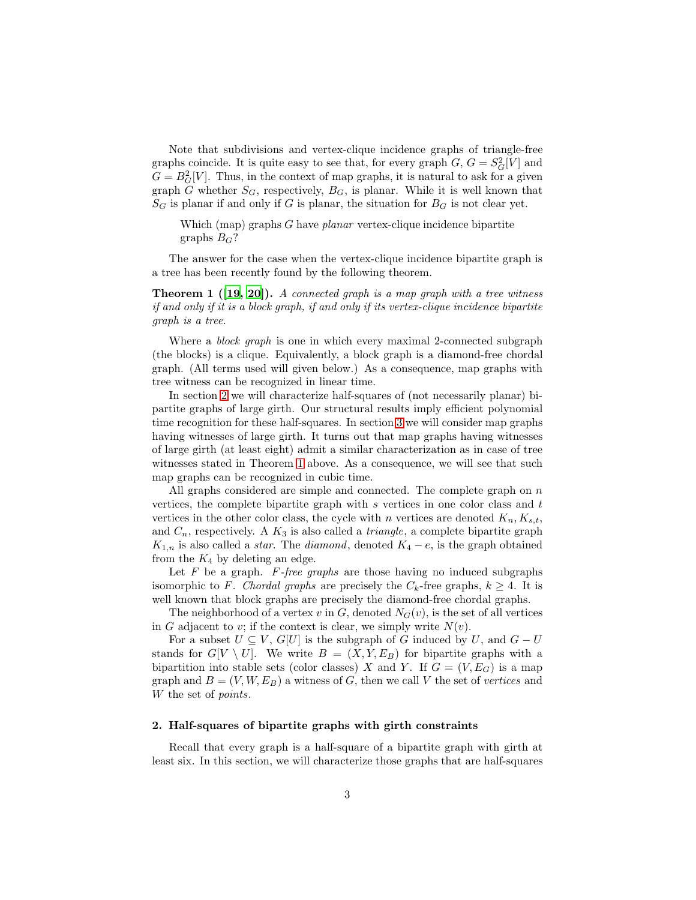Note that subdivisions and vertex-clique incidence graphs of triangle-free graphs coincide. It is quite easy to see that, for every graph $G$, $G = S_G^2[V]$ and $G = B_G^2[V]$. Thus, in the context of map graphs, it is natural to ask for a given graph $G$ whether $S_G$, respectively, $B_G$, is planar. While it is well known that $S_G$ is planar if and only if $G$ is planar, the situation for $B_G$ is not clear yet.

> Which (map) graphs $G$ have *planar* vertex-clique incidence bipartite graphs $B_G$?

The answer for the case when the vertex-clique incidence bipartite graph is a tree has been recently found by the following theorem.

**Theorem 1 ([19, 20]).** *A connected graph is a map graph with a tree witness if and only if it is a block graph, if and only if its vertex-clique incidence bipartite graph is a tree.*

Where a *block graph* is one in which every maximal 2-connected subgraph (the blocks) is a clique. Equivalently, a block graph is a diamond-free chordal graph. (All terms used will given below.) As a consequence, map graphs with tree witness can be recognized in linear time.

In section 2 we will characterize half-squares of (not necessarily planar) bipartite graphs of large girth. Our structural results imply efficient polynomial time recognition for these half-squares. In section 3 we will consider map graphs having witnesses of large girth. It turns out that map graphs having witnesses of large girth (at least eight) admit a similar characterization as in case of tree witnesses stated in Theorem 1 above. As a consequence, we will see that such map graphs can be recognized in cubic time.

All graphs considered are simple and connected. The complete graph on $n$ vertices, the complete bipartite graph with $s$ vertices in one color class and $t$ vertices in the other color class, the cycle with $n$ vertices are denoted $K_n, K_{s,t}$, and $C_n$, respectively. A $K_3$ is also called a *triangle*, a complete bipartite graph $K_{1,n}$ is also called a *star*. The *diamond*, denoted $K_4 - e$, is the graph obtained from the $K_4$ by deleting an edge.

Let $F$ be a graph. *$F$-free graphs* are those having no induced subgraphs isomorphic to $F$. *Chordal graphs* are precisely the $C_k$-free graphs, $k \geq 4$. It is well known that block graphs are precisely the diamond-free chordal graphs.

The neighborhood of a vertex $v$ in $G$, denoted $N_G(v)$, is the set of all vertices in $G$ adjacent to $v$; if the context is clear, we simply write $N(v)$.

For a subset $U \subseteq V$, $G[U]$ is the subgraph of $G$ induced by $U$, and $G - U$ stands for $G[V \setminus U]$. We write $B = (X, Y, E_B)$ for bipartite graphs with a bipartition into stable sets (color classes) $X$ and $Y$. If $G = (V, E_G)$ is a map graph and $B = (V, W, E_B)$ a witness of $G$, then we call $V$ the set of *vertices* and $W$ the set of *points*.

## 2. Half-squares of bipartite graphs with girth constraints

Recall that every graph is a half-square of a bipartite graph with girth at least six. In this section, we will characterize those graphs that are half-squares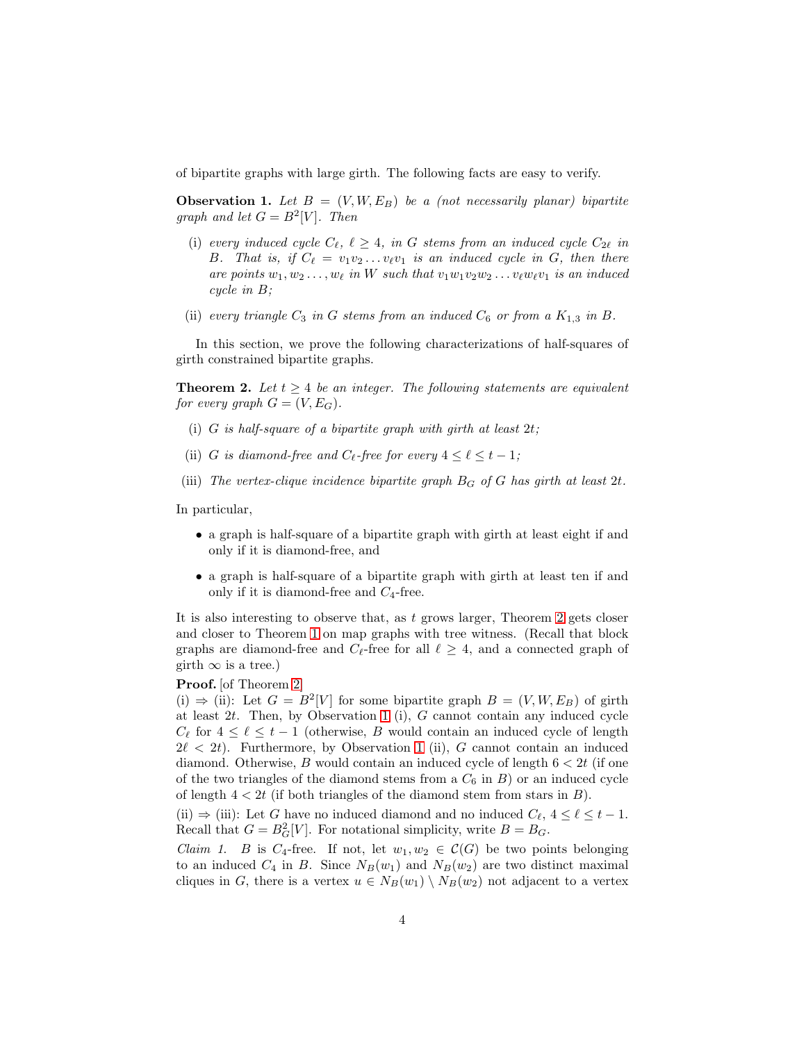of bipartite graphs with large girth. The following facts are easy to verify.

**Observation 1.** *Let $B = (V, W, E_B)$ be a (not necessarily planar) bipartite graph and let $G = B^2[V]$. Then*

- (i) *every induced cycle $C_\ell$, $\ell \geq 4$, in $G$ stems from an induced cycle $C_{2\ell}$ in $B$. That is, if $C_\ell = v_1 v_2 \ldots v_\ell v_1$ is an induced cycle in $G$, then there are points $w_1, w_2 \ldots, w_\ell$ in $W$ such that $v_1 w_1 v_2 w_2 \ldots v_\ell w_\ell v_1$ is an induced cycle in $B$;*
- (ii) *every triangle $C_3$ in $G$ stems from an induced $C_6$ or from a $K_{1,3}$ in $B$.*

In this section, we prove the following characterizations of half-squares of girth constrained bipartite graphs.

**Theorem 2.** *Let $t \geq 4$ be an integer. The following statements are equivalent for every graph $G = (V, E_G)$.*

- (i) *$G$ is half-square of a bipartite graph with girth at least $2t$;*
- (ii) *$G$ is diamond-free and $C_\ell$-free for every $4 \leq \ell \leq t-1$;*
- (iii) *The vertex-clique incidence bipartite graph $B_G$ of $G$ has girth at least $2t$.*

In particular,

- a graph is half-square of a bipartite graph with girth at least eight if and only if it is diamond-free, and
- a graph is half-square of a bipartite graph with girth at least ten if and only if it is diamond-free and $C_4$-free.

It is also interesting to observe that, as $t$ grows larger, Theorem 2 gets closer and closer to Theorem 1 on map graphs with tree witness. (Recall that block graphs are diamond-free and $C_\ell$-free for all $\ell \geq 4$, and a connected graph of girth $\infty$ is a tree.)

**Proof.** [of Theorem 2]
(i) $\Rightarrow$ (ii): Let $G = B^2[V]$ for some bipartite graph $B = (V, W, E_B)$ of girth at least $2t$. Then, by Observation 1 (i), $G$ cannot contain any induced cycle $C_\ell$ for $4 \leq \ell \leq t-1$ (otherwise, $B$ would contain an induced cycle of length $2\ell < 2t$). Furthermore, by Observation 1 (ii), $G$ cannot contain an induced diamond. Otherwise, $B$ would contain an induced cycle of length $6 < 2t$ (if one of the two triangles of the diamond stems from a $C_6$ in $B$) or an induced cycle of length $4 < 2t$ (if both triangles of the diamond stem from stars in $B$).

(ii) $\Rightarrow$ (iii): Let $G$ have no induced diamond and no induced $C_\ell$, $4 \leq \ell \leq t-1$. Recall that $G = B_G^2[V]$. For notational simplicity, write $B = B_G$.

*Claim 1.* $B$ is $C_4$-free. If not, let $w_1, w_2 \in \mathcal{C}(G)$ be two points belonging to an induced $C_4$ in $B$. Since $N_B(w_1)$ and $N_B(w_2)$ are two distinct maximal cliques in $G$, there is a vertex $u \in N_B(w_1) \setminus N_B(w_2)$ not adjacent to a vertex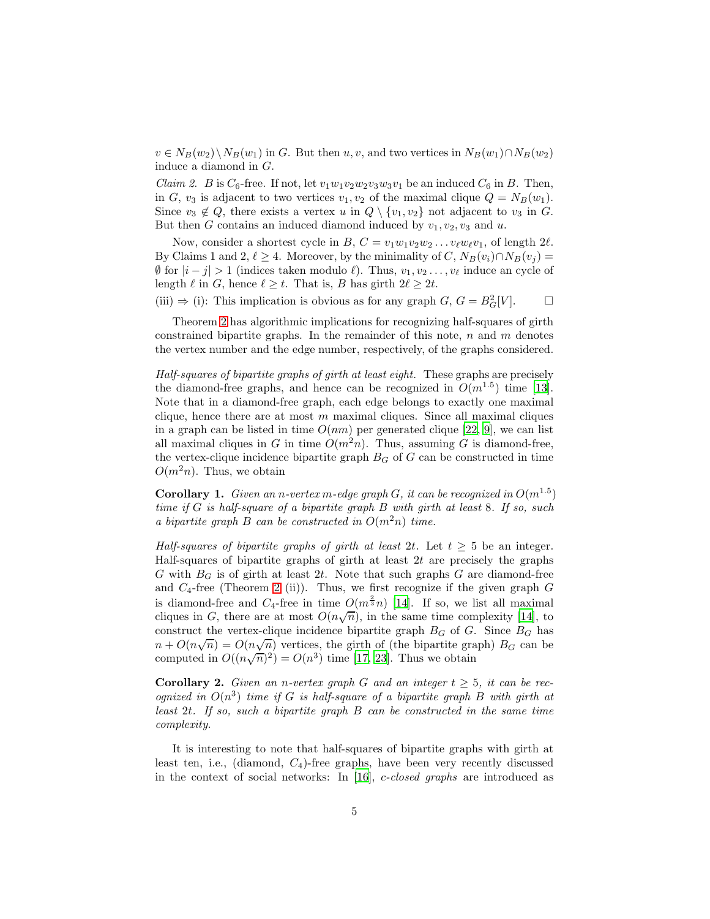$v \in N_B(w_2) \setminus N_B(w_1)$ in $G$. But then $u, v$, and two vertices in $N_B(w_1) \cap N_B(w_2)$ induce a diamond in $G$.

*Claim 2.* $B$ is $C_6$-free. If not, let $v_1w_1v_2w_2v_3w_3v_1$ be an induced $C_6$ in $B$. Then, in $G$, $v_3$ is adjacent to two vertices $v_1, v_2$ of the maximal clique $Q = N_B(w_1)$. Since $v_3 \notin Q$, there exists a vertex $u$ in $Q \setminus \{v_1, v_2\}$ not adjacent to $v_3$ in $G$. But then $G$ contains an induced diamond induced by $v_1, v_2, v_3$ and $u$.

Now, consider a shortest cycle in $B$, $C = v_1w_1v_2w_2 \ldots v_\ell w_\ell v_1$, of length $2\ell$. By Claims 1 and 2, $\ell \geq 4$. Moreover, by the minimality of $C$, $N_B(v_i) \cap N_B(v_j) = \emptyset$ for $|i - j| > 1$ (indices taken modulo $\ell$). Thus, $v_1, v_2 \ldots, v_\ell$ induce an cycle of length $\ell$ in $G$, hence $\ell \geq t$. That is, $B$ has girth $2\ell \geq 2t$.

(iii) $\Rightarrow$ (i): This implication is obvious as for any graph $G$, $G = B_G^2[V]$. □

Theorem 2 has algorithmic implications for recognizing half-squares of girth constrained bipartite graphs. In the remainder of this note, $n$ and $m$ denotes the vertex number and the edge number, respectively, of the graphs considered.

*Half-squares of bipartite graphs of girth at least eight.* These graphs are precisely the diamond-free graphs, and hence can be recognized in $O(m^{1.5})$ time [13]. Note that in a diamond-free graph, each edge belongs to exactly one maximal clique, hence there are at most $m$ maximal cliques. Since all maximal cliques in a graph can be listed in time $O(nm)$ per generated clique [22, 9], we can list all maximal cliques in $G$ in time $O(m^2n)$. Thus, assuming $G$ is diamond-free, the vertex-clique incidence bipartite graph $B_G$ of $G$ can be constructed in time $O(m^2n)$. Thus, we obtain

**Corollary 1.** *Given an $n$-vertex $m$-edge graph $G$, it can be recognized in $O(m^{1.5})$ time if $G$ is half-square of a bipartite graph $B$ with girth at least 8. If so, such a bipartite graph $B$ can be constructed in $O(m^2n)$ time.*

*Half-squares of bipartite graphs of girth at least $2t$.* Let $t \geq 5$ be an integer. Half-squares of bipartite graphs of girth at least $2t$ are precisely the graphs $G$ with $B_G$ is of girth at least $2t$. Note that such graphs $G$ are diamond-free and $C_4$-free (Theorem 2 (ii)). Thus, we first recognize if the given graph $G$ is diamond-free and $C_4$-free in time $O(m^{\frac{2}{3}}n)$ [14]. If so, we list all maximal cliques in $G$, there are at most $O(n\sqrt{n})$, in the same time complexity [14], to construct the vertex-clique incidence bipartite graph $B_G$ of $G$. Since $B_G$ has $n + O(n\sqrt{n}) = O(n\sqrt{n})$ vertices, the girth of (the bipartite graph) $B_G$ can be computed in $O((n\sqrt{n})^2) = O(n^3)$ time [17, 23]. Thus we obtain

**Corollary 2.** *Given an $n$-vertex graph $G$ and an integer $t \geq 5$, it can be recognized in $O(n^3)$ time if $G$ is half-square of a bipartite graph $B$ with girth at least $2t$. If so, such a bipartite graph $B$ can be constructed in the same time complexity.*

It is interesting to note that half-squares of bipartite graphs with girth at least ten, i.e., (diamond, $C_4$)-free graphs, have been very recently discussed in the context of social networks: In [16], *c-closed graphs* are introduced as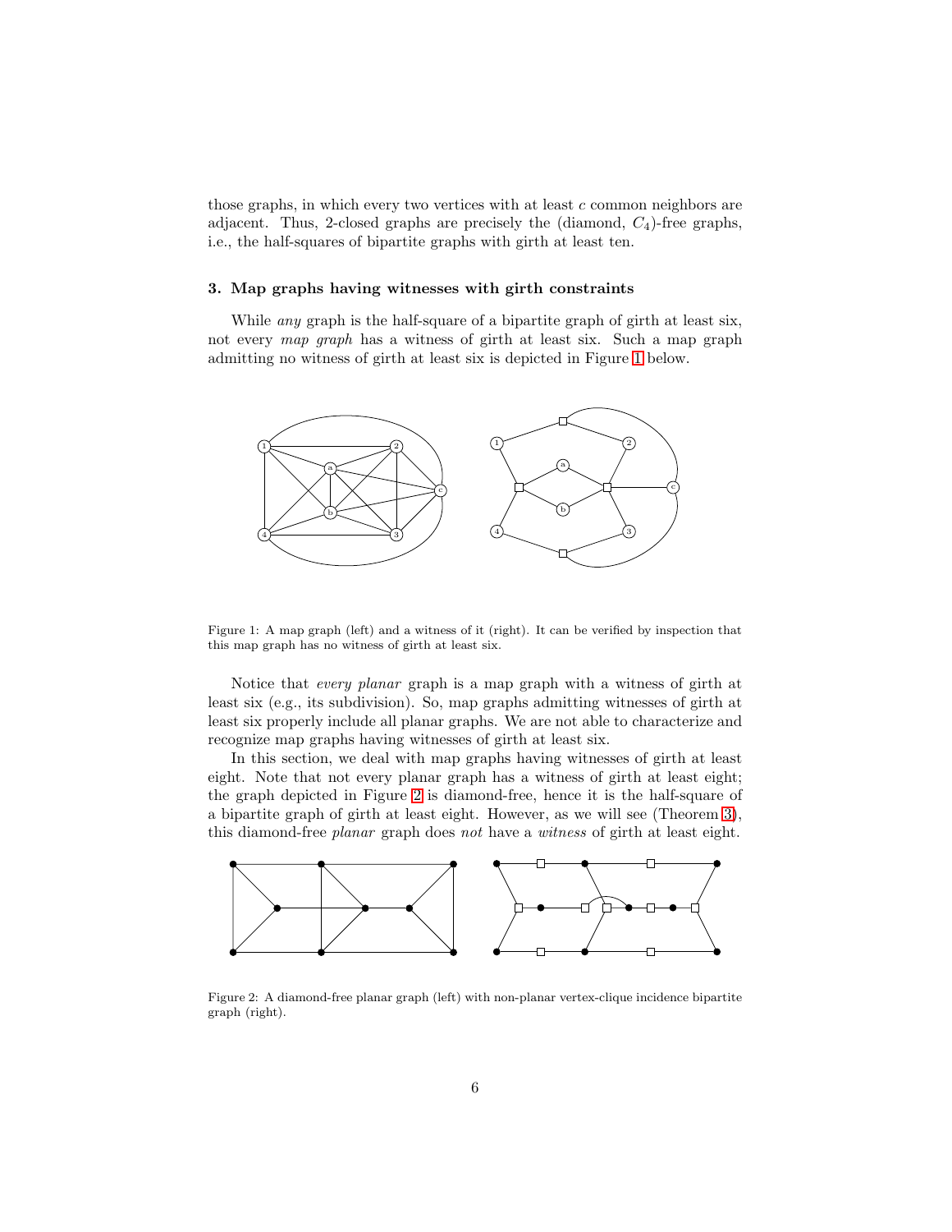those graphs, in which every two vertices with at least $c$ common neighbors are adjacent. Thus, 2-closed graphs are precisely the (diamond, $C_4$)-free graphs, i.e., the half-squares of bipartite graphs with girth at least ten.

### 3. Map graphs having witnesses with girth constraints

While *any* graph is the half-square of a bipartite graph of girth at least six, not every *map graph* has a witness of girth at least six. Such a map graph admitting no witness of girth at least six is depicted in Figure 1 below.

Figure 1: A map graph (left) and a witness of it (right). It can be verified by inspection that this map graph has no witness of girth at least six.

Notice that *every planar* graph is a map graph with a witness of girth at least six (e.g., its subdivision). So, map graphs admitting witnesses of girth at least six properly include all planar graphs. We are not able to characterize and recognize map graphs having witnesses of girth at least six.

In this section, we deal with map graphs having witnesses of girth at least eight. Note that not every planar graph has a witness of girth at least eight; the graph depicted in Figure 2 is diamond-free, hence it is the half-square of a bipartite graph of girth at least eight. However, as we will see (Theorem 3), this diamond-free *planar* graph does *not* have a *witness* of girth at least eight.

Figure 2: A diamond-free planar graph (left) with non-planar vertex-clique incidence bipartite graph (right).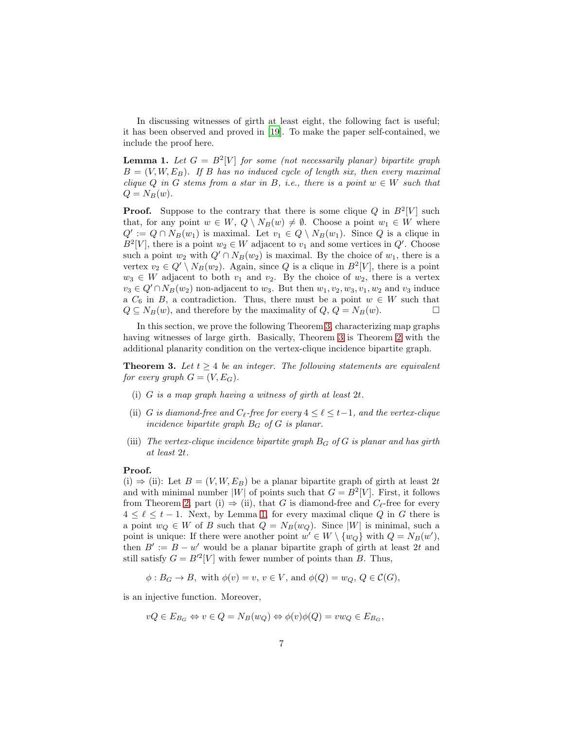In discussing witnesses of girth at least eight, the following fact is useful; it has been observed and proved in [19]. To make the paper self-contained, we include the proof here.

**Lemma 1.** *Let $G = B^2[V]$ for some (not necessarily planar) bipartite graph $B = (V, W, E_B)$. If $B$ has no induced cycle of length six, then every maximal clique $Q$ in $G$ stems from a star in $B$, i.e., there is a point $w \in W$ such that $Q = N_B(w)$.*

**Proof.** Suppose to the contrary that there is some clique $Q$ in $B^2[V]$ such that, for any point $w \in W$, $Q \setminus N_B(w) \neq \emptyset$. Choose a point $w_1 \in W$ where $Q' := Q \cap N_B(w_1)$ is maximal. Let $v_1 \in Q \setminus N_B(w_1)$. Since $Q$ is a clique in $B^2[V]$, there is a point $w_2 \in W$ adjacent to $v_1$ and some vertices in $Q'$. Choose such a point $w_2$ with $Q' \cap N_B(w_2)$ is maximal. By the choice of $w_1$, there is a vertex $v_2 \in Q' \setminus N_B(w_2)$. Again, since $Q$ is a clique in $B^2[V]$, there is a point $w_3 \in W$ adjacent to both $v_1$ and $v_2$. By the choice of $w_2$, there is a vertex $v_3 \in Q' \cap N_B(w_2)$ non-adjacent to $w_3$. But then $w_1, v_2, w_3, v_1, w_2$ and $v_3$ induce a $C_6$ in $B$, a contradiction. Thus, there must be a point $w \in W$ such that $Q \subseteq N_B(w)$, and therefore by the maximality of $Q$, $Q = N_B(w)$. □

In this section, we prove the following Theorem 3, characterizing map graphs having witnesses of large girth. Basically, Theorem 3 is Theorem 2 with the additional planarity condition on the vertex-clique incidence bipartite graph.

**Theorem 3.** *Let $t \geq 4$ be an integer. The following statements are equivalent for every graph $G = (V, E_G)$.*

- (i) *$G$ is a map graph having a witness of girth at least $2t$.*
- (ii) *$G$ is diamond-free and $C_\ell$-free for every $4 \leq \ell \leq t-1$, and the vertex-clique incidence bipartite graph $B_G$ of $G$ is planar.*
- (iii) *The vertex-clique incidence bipartite graph $B_G$ of $G$ is planar and has girth at least $2t$.*

**Proof.**
(i) ⇒ (ii): Let $B = (V, W, E_B)$ be a planar bipartite graph of girth at least $2t$ and with minimal number $|W|$ of points such that $G = B^2[V]$. First, it follows from Theorem 2, part (i) ⇒ (ii), that $G$ is diamond-free and $C_\ell$-free for every $4 \leq \ell \leq t-1$. Next, by Lemma 1, for every maximal clique $Q$ in $G$ there is a point $w_Q \in W$ of $B$ such that $Q = N_B(w_Q)$. Since $|W|$ is minimal, such a point is unique: If there were another point $w' \in W \setminus \{w_Q\}$ with $Q = N_B(w')$, then $B' := B - w'$ would be a planar bipartite graph of girth at least $2t$ and still satisfy $G = B'^2[V]$ with fewer number of points than $B$. Thus,

$$\phi : B_G \to B, \text{ with } \phi(v) = v,\ v \in V, \text{ and } \phi(Q) = w_Q,\ Q \in \mathcal{C}(G),$$

is an injective function. Moreover,

$$vQ \in E_{B_G} \Leftrightarrow v \in Q = N_B(w_Q) \Leftrightarrow \phi(v)\phi(Q) = vw_Q \in E_{B_G},$$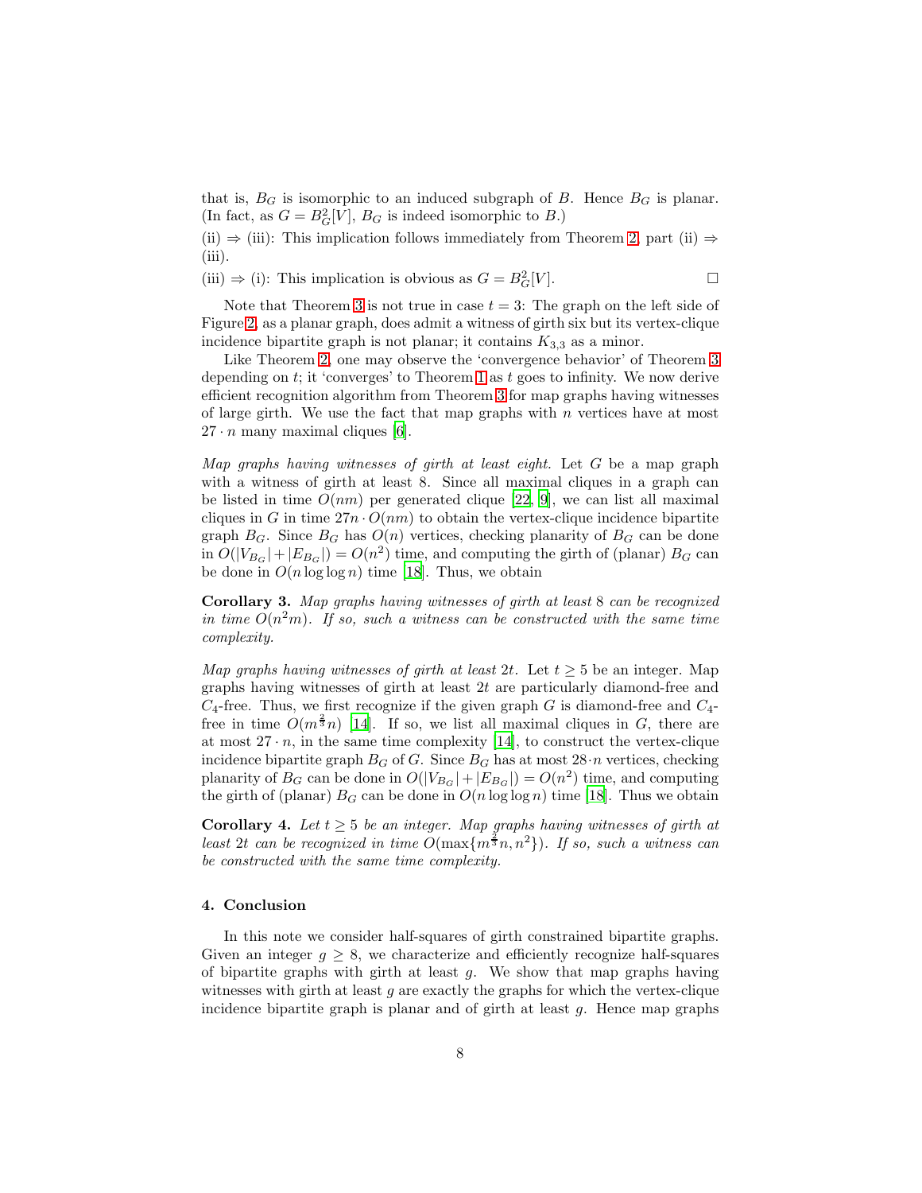that is, $B_G$ is isomorphic to an induced subgraph of $B$. Hence $B_G$ is planar. (In fact, as $G = B_G^2[V]$, $B_G$ is indeed isomorphic to $B$.)

(ii) ⇒ (iii): This implication follows immediately from Theorem 2, part (ii) ⇒ (iii).

(iii) ⇒ (i): This implication is obvious as $G = B_G^2[V]$. □

Note that Theorem 3 is not true in case $t = 3$: The graph on the left side of Figure 2, as a planar graph, does admit a witness of girth six but its vertex-clique incidence bipartite graph is not planar; it contains $K_{3,3}$ as a minor.

Like Theorem 2, one may observe the 'convergence behavior' of Theorem 3 depending on $t$; it 'converges' to Theorem 1 as $t$ goes to infinity. We now derive efficient recognition algorithm from Theorem 3 for map graphs having witnesses of large girth. We use the fact that map graphs with $n$ vertices have at most $27 \cdot n$ many maximal cliques [6].

*Map graphs having witnesses of girth at least eight.* Let $G$ be a map graph with a witness of girth at least 8. Since all maximal cliques in a graph can be listed in time $O(nm)$ per generated clique [22, 9], we can list all maximal cliques in $G$ in time $27n \cdot O(nm)$ to obtain the vertex-clique incidence bipartite graph $B_G$. Since $B_G$ has $O(n)$ vertices, checking planarity of $B_G$ can be done in $O(|V_{B_G}| + |E_{B_G}|) = O(n^2)$ time, and computing the girth of (planar) $B_G$ can be done in $O(n \log \log n)$ time [18]. Thus, we obtain

**Corollary 3.** *Map graphs having witnesses of girth at least* 8 *can be recognized in time* $O(n^2 m)$. *If so, such a witness can be constructed with the same time complexity.*

*Map graphs having witnesses of girth at least* $2t$. Let $t \geq 5$ be an integer. Map graphs having witnesses of girth at least $2t$ are particularly diamond-free and $C_4$-free. Thus, we first recognize if the given graph $G$ is diamond-free and $C_4$-free in time $O(m^{\frac{2}{3}} n)$ [14]. If so, we list all maximal cliques in $G$, there are at most $27 \cdot n$, in the same time complexity [14], to construct the vertex-clique incidence bipartite graph $B_G$ of $G$. Since $B_G$ has at most $28 \cdot n$ vertices, checking planarity of $B_G$ can be done in $O(|V_{B_G}| + |E_{B_G}|) = O(n^2)$ time, and computing the girth of (planar) $B_G$ can be done in $O(n \log \log n)$ time [18]. Thus we obtain

**Corollary 4.** *Let* $t \geq 5$ *be an integer. Map graphs having witnesses of girth at least* $2t$ *can be recognized in time* $O(\max\{m^{\frac{2}{3}} n, n^2\})$. *If so, such a witness can be constructed with the same time complexity.*

## 4. Conclusion

In this note we consider half-squares of girth constrained bipartite graphs. Given an integer $g \geq 8$, we characterize and efficiently recognize half-squares of bipartite graphs with girth at least $g$. We show that map graphs having witnesses with girth at least $g$ are exactly the graphs for which the vertex-clique incidence bipartite graph is planar and of girth at least $g$. Hence map graphs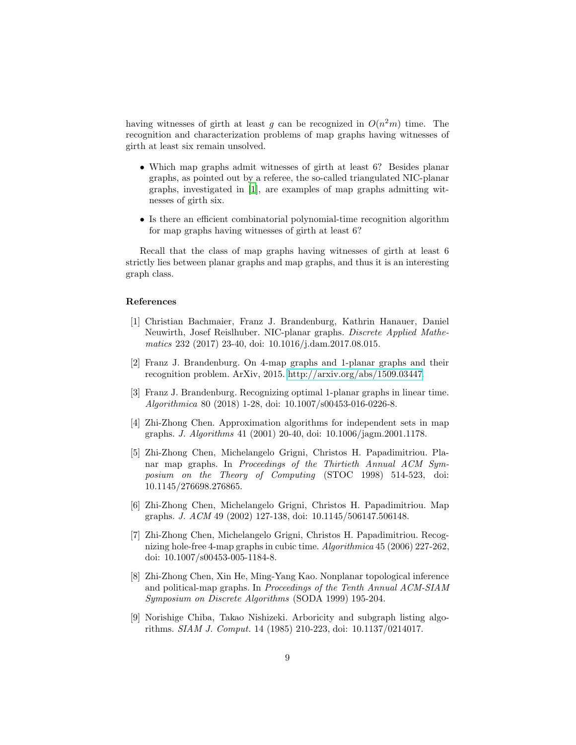having witnesses of girth at least $g$ can be recognized in $O(n^2m)$ time. The recognition and characterization problems of map graphs having witnesses of girth at least six remain unsolved.

- Which map graphs admit witnesses of girth at least 6? Besides planar graphs, as pointed out by a referee, the so-called triangulated NIC-planar graphs, investigated in [1], are examples of map graphs admitting witnesses of girth six.
- Is there an efficient combinatorial polynomial-time recognition algorithm for map graphs having witnesses of girth at least 6?

Recall that the class of map graphs having witnesses of girth at least 6 strictly lies between planar graphs and map graphs, and thus it is an interesting graph class.

### References

[1] Christian Bachmaier, Franz J. Brandenburg, Kathrin Hanauer, Daniel Neuwirth, Josef Reislhuber. NIC-planar graphs. *Discrete Applied Mathematics* 232 (2017) 23-40, doi: 10.1016/j.dam.2017.08.015.

[2] Franz J. Brandenburg. On 4-map graphs and 1-planar graphs and their recognition problem. ArXiv, 2015. http://arxiv.org/abs/1509.03447

[3] Franz J. Brandenburg. Recognizing optimal 1-planar graphs in linear time. *Algorithmica* 80 (2018) 1-28, doi: 10.1007/s00453-016-0226-8.

[4] Zhi-Zhong Chen. Approximation algorithms for independent sets in map graphs. *J. Algorithms* 41 (2001) 20-40, doi: 10.1006/jagm.2001.1178.

[5] Zhi-Zhong Chen, Michelangelo Grigni, Christos H. Papadimitriou. Planar map graphs. In *Proceedings of the Thirtieth Annual ACM Symposium on the Theory of Computing* (STOC 1998) 514-523, doi: 10.1145/276698.276865.

[6] Zhi-Zhong Chen, Michelangelo Grigni, Christos H. Papadimitriou. Map graphs. *J. ACM* 49 (2002) 127-138, doi: 10.1145/506147.506148.

[7] Zhi-Zhong Chen, Michelangelo Grigni, Christos H. Papadimitriou. Recognizing hole-free 4-map graphs in cubic time. *Algorithmica* 45 (2006) 227-262, doi: 10.1007/s00453-005-1184-8.

[8] Zhi-Zhong Chen, Xin He, Ming-Yang Kao. Nonplanar topological inference and political-map graphs. In *Proceedings of the Tenth Annual ACM-SIAM Symposium on Discrete Algorithms* (SODA 1999) 195-204.

[9] Norishige Chiba, Takao Nishizeki. Arboricity and subgraph listing algorithms. *SIAM J. Comput.* 14 (1985) 210-223, doi: 10.1137/0214017.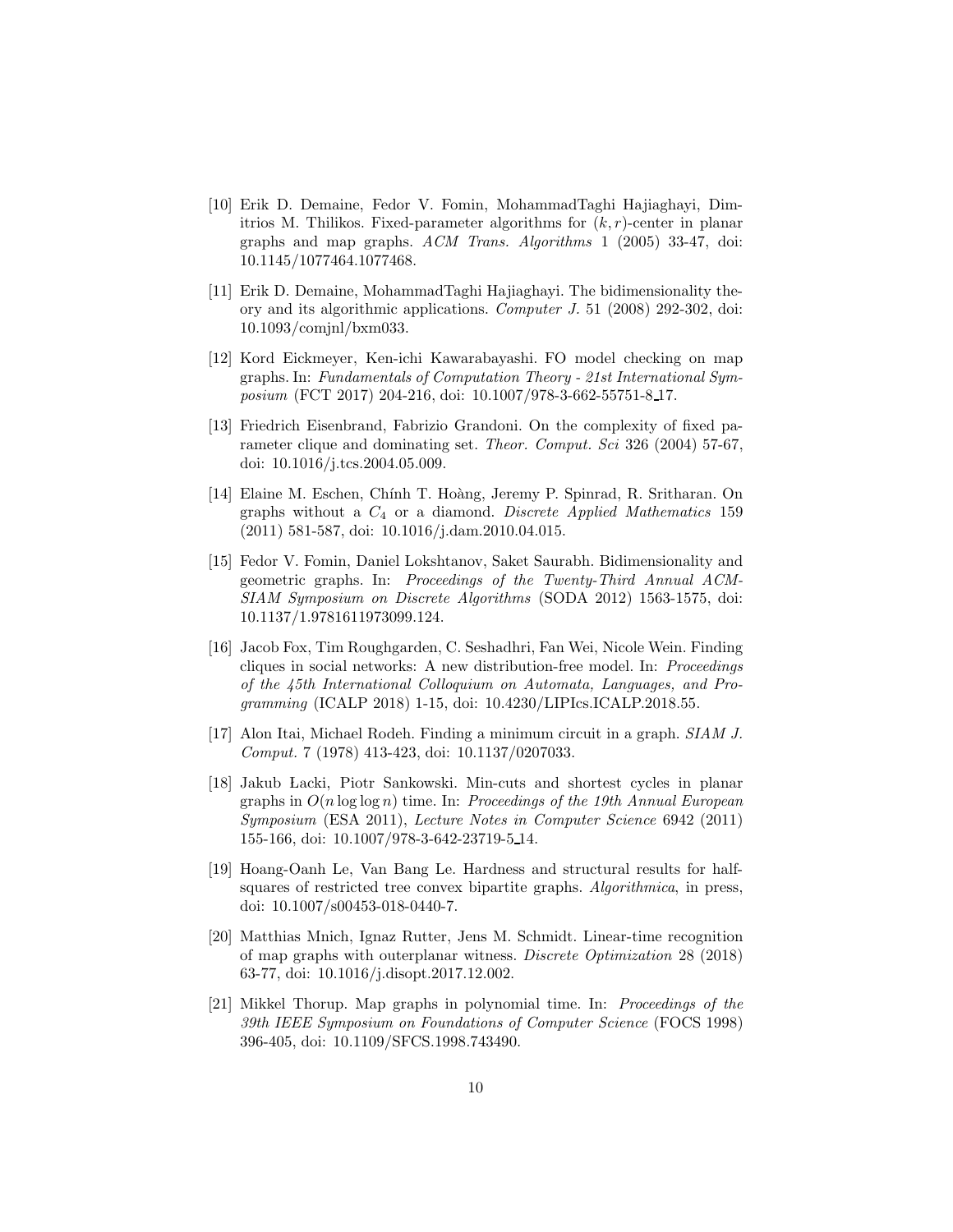[10] Erik D. Demaine, Fedor V. Fomin, MohammadTaghi Hajiaghayi, Dimitrios M. Thilikos. Fixed-parameter algorithms for $(k, r)$-center in planar graphs and map graphs. *ACM Trans. Algorithms* 1 (2005) 33-47, doi: 10.1145/1077464.1077468.

[11] Erik D. Demaine, MohammadTaghi Hajiaghayi. The bidimensionality theory and its algorithmic applications. *Computer J.* 51 (2008) 292-302, doi: 10.1093/comjnl/bxm033.

[12] Kord Eickmeyer, Ken-ichi Kawarabayashi. FO model checking on map graphs. In: *Fundamentals of Computation Theory - 21st International Symposium* (FCT 2017) 204-216, doi: 10.1007/978-3-662-55751-8_17.

[13] Friedrich Eisenbrand, Fabrizio Grandoni. On the complexity of fixed parameter clique and dominating set. *Theor. Comput. Sci* 326 (2004) 57-67, doi: 10.1016/j.tcs.2004.05.009.

[14] Elaine M. Eschen, Chính T. Hoàng, Jeremy P. Spinrad, R. Sritharan. On graphs without a $C_4$ or a diamond. *Discrete Applied Mathematics* 159 (2011) 581-587, doi: 10.1016/j.dam.2010.04.015.

[15] Fedor V. Fomin, Daniel Lokshtanov, Saket Saurabh. Bidimensionality and geometric graphs. In: *Proceedings of the Twenty-Third Annual ACM-SIAM Symposium on Discrete Algorithms* (SODA 2012) 1563-1575, doi: 10.1137/1.9781611973099.124.

[16] Jacob Fox, Tim Roughgarden, C. Seshadhri, Fan Wei, Nicole Wein. Finding cliques in social networks: A new distribution-free model. In: *Proceedings of the 45th International Colloquium on Automata, Languages, and Programming* (ICALP 2018) 1-15, doi: 10.4230/LIPIcs.ICALP.2018.55.

[17] Alon Itai, Michael Rodeh. Finding a minimum circuit in a graph. *SIAM J. Comput.* 7 (1978) 413-423, doi: 10.1137/0207033.

[18] Jakub Łacki, Piotr Sankowski. Min-cuts and shortest cycles in planar graphs in $O(n \log \log n)$ time. In: *Proceedings of the 19th Annual European Symposium* (ESA 2011), *Lecture Notes in Computer Science* 6942 (2011) 155-166, doi: 10.1007/978-3-642-23719-5_14.

[19] Hoang-Oanh Le, Van Bang Le. Hardness and structural results for half-squares of restricted tree convex bipartite graphs. *Algorithmica*, in press, doi: 10.1007/s00453-018-0440-7.

[20] Matthias Mnich, Ignaz Rutter, Jens M. Schmidt. Linear-time recognition of map graphs with outerplanar witness. *Discrete Optimization* 28 (2018) 63-77, doi: 10.1016/j.disopt.2017.12.002.

[21] Mikkel Thorup. Map graphs in polynomial time. In: *Proceedings of the 39th IEEE Symposium on Foundations of Computer Science* (FOCS 1998) 396-405, doi: 10.1109/SFCS.1998.743490.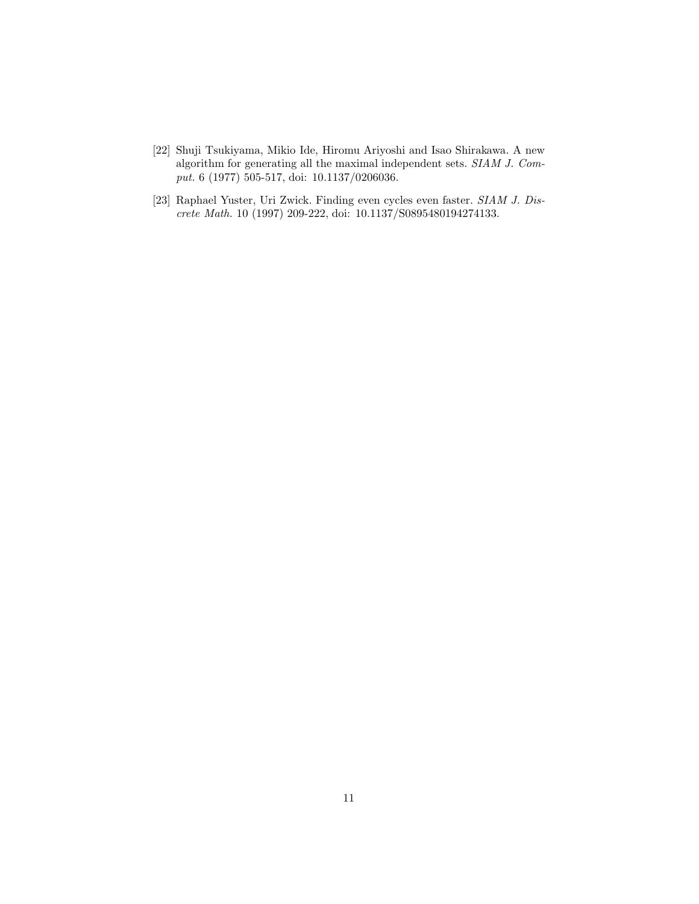[22] Shuji Tsukiyama, Mikio Ide, Hiromu Ariyoshi and Isao Shirakawa. A new algorithm for generating all the maximal independent sets. *SIAM J. Comput.* 6 (1977) 505-517, doi: 10.1137/0206036.

[23] Raphael Yuster, Uri Zwick. Finding even cycles even faster. *SIAM J. Discrete Math.* 10 (1997) 209-222, doi: 10.1137/S0895480194274133.